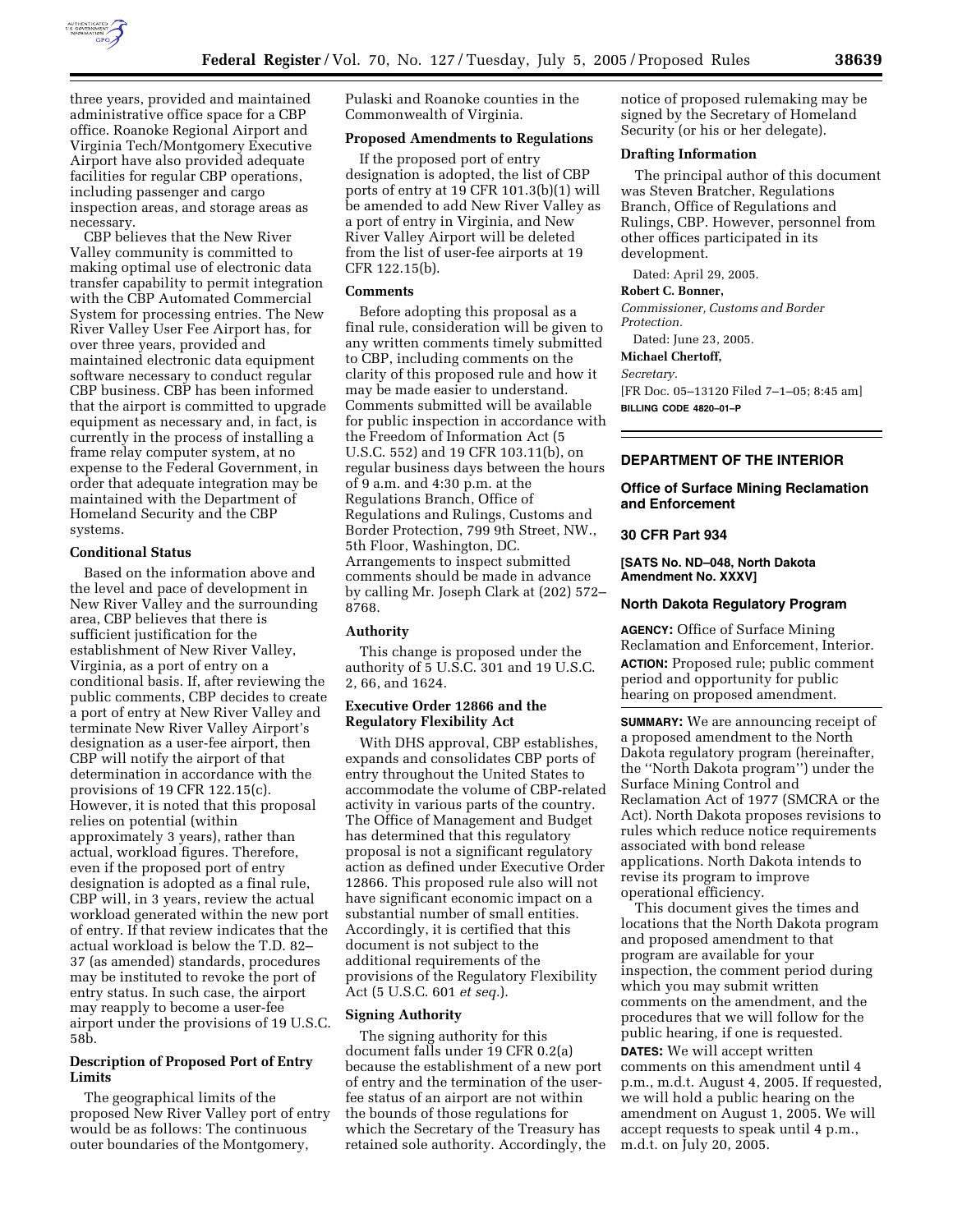three years, provided and maintained administrative office space for a CBP office. Roanoke Regional Airport and Virginia Tech/Montgomery Executive Airport have also provided adequate facilities for regular CBP operations, including passenger and cargo inspection areas, and storage areas as necessary.

CBP believes that the New River Valley community is committed to making optimal use of electronic data transfer capability to permit integration with the CBP Automated Commercial System for processing entries. The New River Valley User Fee Airport has, for over three years, provided and maintained electronic data equipment software necessary to conduct regular CBP business. CBP has been informed that the airport is committed to upgrade equipment as necessary and, in fact, is currently in the process of installing a frame relay computer system, at no expense to the Federal Government, in order that adequate integration may be maintained with the Department of Homeland Security and the CBP systems.

**Conditional Status**

Based on the information above and the level and pace of development in New River Valley and the surrounding area, CBP believes that there is sufficient justification for the establishment of New River Valley, Virginia, as a port of entry on a conditional basis. If, after reviewing the public comments, CBP decides to create a port of entry at New River Valley and terminate New River Valley Airport's designation as a user-fee airport, then CBP will notify the airport of that determination in accordance with the provisions of 19 CFR 122.15(c). However, it is noted that this proposal relies on potential (within approximately 3 years), rather than actual, workload figures. Therefore, even if the proposed port of entry designation is adopted as a final rule, CBP will, in 3 years, review the actual workload generated within the new port of entry. If that review indicates that the actual workload is below the T.D. 82–37 (as amended) standards, procedures may be instituted to revoke the port of entry status. In such case, the airport may reapply to become a user-fee airport under the provisions of 19 U.S.C. 58b.

**Description of Proposed Port of Entry Limits**

The geographical limits of the proposed New River Valley port of entry would be as follows: The continuous outer boundaries of the Montgomery, Pulaski and Roanoke counties in the Commonwealth of Virginia.

**Proposed Amendments to Regulations**

If the proposed port of entry designation is adopted, the list of CBP ports of entry at 19 CFR 101.3(b)(1) will be amended to add New River Valley as a port of entry in Virginia, and New River Valley Airport will be deleted from the list of user-fee airports at 19 CFR 122.15(b).

**Comments**

Before adopting this proposal as a final rule, consideration will be given to any written comments timely submitted to CBP, including comments on the clarity of this proposed rule and how it may be made easier to understand. Comments submitted will be available for public inspection in accordance with the Freedom of Information Act (5 U.S.C. 552) and 19 CFR 103.11(b), on regular business days between the hours of 9 a.m. and 4:30 p.m. at the Regulations Branch, Office of Regulations and Rulings, Customs and Border Protection, 799 9th Street, NW., 5th Floor, Washington, DC. Arrangements to inspect submitted comments should be made in advance by calling Mr. Joseph Clark at (202) 572–8768.

**Authority**

This change is proposed under the authority of 5 U.S.C. 301 and 19 U.S.C. 2, 66, and 1624.

**Executive Order 12866 and the Regulatory Flexibility Act**

With DHS approval, CBP establishes, expands and consolidates CBP ports of entry throughout the United States to accommodate the volume of CBP-related activity in various parts of the country. The Office of Management and Budget has determined that this regulatory proposal is not a significant regulatory action as defined under Executive Order 12866. This proposed rule also will not have significant economic impact on a substantial number of small entities. Accordingly, it is certified that this document is not subject to the additional requirements of the provisions of the Regulatory Flexibility Act (5 U.S.C. 601 *et seq.*).

**Signing Authority**

The signing authority for this document falls under 19 CFR 0.2(a) because the establishment of a new port of entry and the termination of the user-fee status of an airport are not within the bounds of those regulations for which the Secretary of the Treasury has retained sole authority. Accordingly, the notice of proposed rulemaking may be signed by the Secretary of Homeland Security (or his or her delegate).

**Drafting Information**

The principal author of this document was Steven Bratcher, Regulations Branch, Office of Regulations and Rulings, CBP. However, personnel from other offices participated in its development.

Dated: April 29, 2005.

**Robert C. Bonner,**

*Commissioner, Customs and Border Protection.*

Dated: June 23, 2005.

**Michael Chertoff,**

*Secretary.*

[FR Doc. 05–13120 Filed 7–1–05; 8:45 am]

**BILLING CODE 4820–01–P**

---

## DEPARTMENT OF THE INTERIOR

### Office of Surface Mining Reclamation and Enforcement

### 30 CFR Part 934

**[SATS No. ND–048, North Dakota Amendment No. XXXV]**

### North Dakota Regulatory Program

**AGENCY:** Office of Surface Mining Reclamation and Enforcement, Interior.

**ACTION:** Proposed rule; public comment period and opportunity for public hearing on proposed amendment.

**SUMMARY:** We are announcing receipt of a proposed amendment to the North Dakota regulatory program (hereinafter, the ''North Dakota program'') under the Surface Mining Control and Reclamation Act of 1977 (SMCRA or the Act). North Dakota proposes revisions to rules which reduce notice requirements associated with bond release applications. North Dakota intends to revise its program to improve operational efficiency.

This document gives the times and locations that the North Dakota program and proposed amendment to that program are available for your inspection, the comment period during which you may submit written comments on the amendment, and the procedures that we will follow for the public hearing, if one is requested.

**DATES:** We will accept written comments on this amendment until 4 p.m., m.d.t. August 4, 2005. If requested, we will hold a public hearing on the amendment on August 1, 2005. We will accept requests to speak until 4 p.m., m.d.t. on July 20, 2005.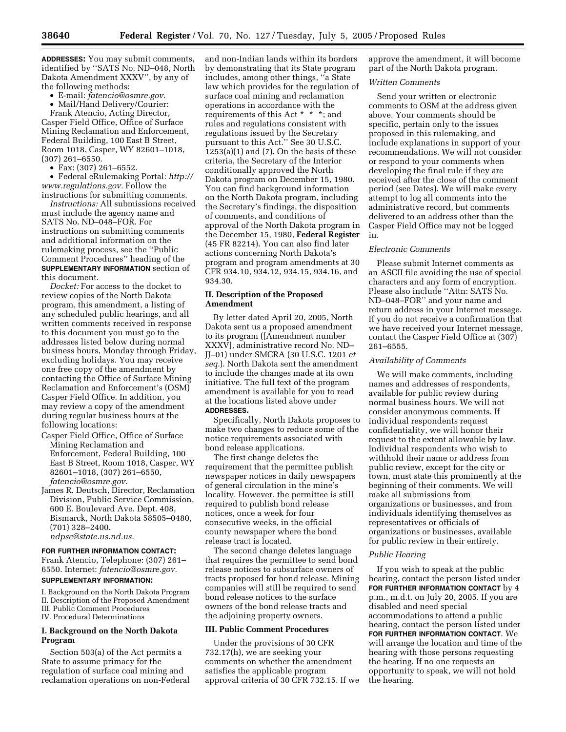**ADDRESSES:** You may submit comments, identified by ''SATS No. ND–048, North Dakota Amendment XXXV'', by any of the following methods:

- E-mail: *fatencio@osmre.gov.*
- Mail/Hand Delivery/Courier: Frank Atencio, Acting Director, Casper Field Office, Office of Surface Mining Reclamation and Enforcement, Federal Building, 100 East B Street, Room 1018, Casper, WY 82601–1018, (307) 261–6550.
- Fax: (307) 261–6552.
- Federal eRulemaking Portal: *http://www.regulations.gov.* Follow the instructions for submitting comments.

*Instructions:* All submissions received must include the agency name and SATS No. ND–048–FOR. For instructions on submitting comments and additional information on the rulemaking process, see the ''Public Comment Procedures'' heading of the **SUPPLEMENTARY INFORMATION** section of this document.

*Docket:* For access to the docket to review copies of the North Dakota program, this amendment, a listing of any scheduled public hearings, and all written comments received in response to this document you must go to the addresses listed below during normal business hours, Monday through Friday, excluding holidays. You may receive one free copy of the amendment by contacting the Office of Surface Mining Reclamation and Enforcement's (OSM) Casper Field Office. In addition, you may review a copy of the amendment during regular business hours at the following locations:

Casper Field Office, Office of Surface Mining Reclamation and Enforcement, Federal Building, 100 East B Street, Room 1018, Casper, WY 82601–1018, (307) 261–6550, *fatencio@osmre.gov.*

James R. Deutsch, Director, Reclamation Division, Public Service Commission, 600 E. Boulevard Ave. Dept. 408, Bismarck, North Dakota 58505–0480, (701) 328–2400. *ndpsc@state.us.nd.us.*

**FOR FURTHER INFORMATION CONTACT:** Frank Atencio, Telephone: (307) 261–6550. Internet: *fatencio@osmre.gov.*

**SUPPLEMENTARY INFORMATION:**

I. Background on the North Dakota Program
II. Description of the Proposed Amendment
III. Public Comment Procedures
IV. Procedural Determinations

## I. Background on the North Dakota Program

Section 503(a) of the Act permits a State to assume primacy for the regulation of surface coal mining and reclamation operations on non-Federal and non-Indian lands within its borders by demonstrating that its State program includes, among other things, ''a State law which provides for the regulation of surface coal mining and reclamation operations in accordance with the requirements of this Act * * *; and rules and regulations consistent with regulations issued by the Secretary pursuant to this Act.'' See 30 U.S.C. 1253(a)(1) and (7). On the basis of these criteria, the Secretary of the Interior conditionally approved the North Dakota program on December 15, 1980. You can find background information on the North Dakota program, including the Secretary's findings, the disposition of comments, and conditions of approval of the North Dakota program in the December 15, 1980, **Federal Register** (45 FR 82214). You can also find later actions concerning North Dakota's program and program amendments at 30 CFR 934.10, 934.12, 934.15, 934.16, and 934.30.

## II. Description of the Proposed Amendment

By letter dated April 20, 2005, North Dakota sent us a proposed amendment to its program ([Amendment number XXXV], administrative record No. ND–JJ–01) under SMCRA (30 U.S.C. 1201 *et seq.*). North Dakota sent the amendment to include the changes made at its own initiative. The full text of the program amendment is available for you to read at the locations listed above under **ADDRESSES.**

Specifically, North Dakota proposes to make two changes to reduce some of the notice requirements associated with bond release applications.

The first change deletes the requirement that the permittee publish newspaper notices in daily newspapers of general circulation in the mine's locality. However, the permittee is still required to publish bond release notices, once a week for four consecutive weeks, in the official county newspaper where the bond release tract is located.

The second change deletes language that requires the permittee to send bond release notices to subsurface owners of tracts proposed for bond release. Mining companies will still be required to send bond release notices to the surface owners of the bond release tracts and the adjoining property owners.

## III. Public Comment Procedures

Under the provisions of 30 CFR 732.17(h), we are seeking your comments on whether the amendment satisfies the applicable program approval criteria of 30 CFR 732.15. If we approve the amendment, it will become part of the North Dakota program.

*Written Comments*

Send your written or electronic comments to OSM at the address given above. Your comments should be specific, pertain only to the issues proposed in this rulemaking, and include explanations in support of your recommendations. We will not consider or respond to your comments when developing the final rule if they are received after the close of the comment period (see Dates). We will make every attempt to log all comments into the administrative record, but comments delivered to an address other than the Casper Field Office may not be logged in.

*Electronic Comments*

Please submit Internet comments as an ASCII file avoiding the use of special characters and any form of encryption. Please also include ''Attn: SATS No. ND–048–FOR'' and your name and return address in your Internet message. If you do not receive a confirmation that we have received your Internet message, contact the Casper Field Office at (307) 261–6555.

*Availability of Comments*

We will make comments, including names and addresses of respondents, available for public review during normal business hours. We will not consider anonymous comments. If individual respondents request confidentiality, we will honor their request to the extent allowable by law. Individual respondents who wish to withhold their name or address from public review, except for the city or town, must state this prominently at the beginning of their comments. We will make all submissions from organizations or businesses, and from individuals identifying themselves as representatives or officials of organizations or businesses, available for public review in their entirety.

*Public Hearing*

If you wish to speak at the public hearing, contact the person listed under **FOR FURTHER INFORMATION CONTACT** by 4 p.m., m.d.t. on July 20, 2005. If you are disabled and need special accommodations to attend a public hearing, contact the person listed under **FOR FURTHER INFORMATION CONTACT**. We will arrange the location and time of the hearing with those persons requesting the hearing. If no one requests an opportunity to speak, we will not hold the hearing.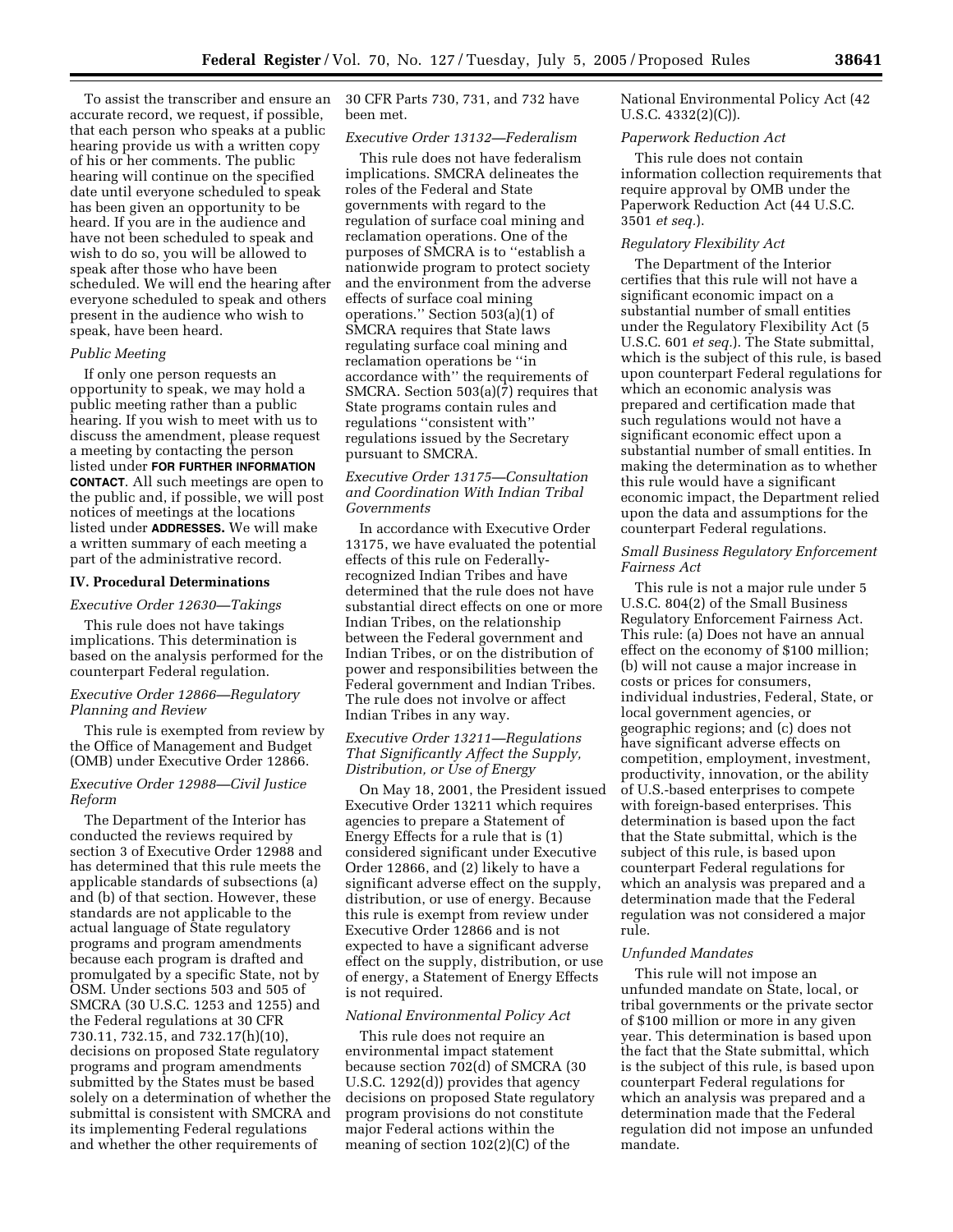To assist the transcriber and ensure an accurate record, we request, if possible, that each person who speaks at a public hearing provide us with a written copy of his or her comments. The public hearing will continue on the specified date until everyone scheduled to speak has been given an opportunity to be heard. If you are in the audience and have not been scheduled to speak and wish to do so, you will be allowed to speak after those who have been scheduled. We will end the hearing after everyone scheduled to speak and others present in the audience who wish to speak, have been heard.

*Public Meeting*

If only one person requests an opportunity to speak, we may hold a public meeting rather than a public hearing. If you wish to meet with us to discuss the amendment, please request a meeting by contacting the person listed under **FOR FURTHER INFORMATION CONTACT**. All such meetings are open to the public and, if possible, we will post notices of meetings at the locations listed under **ADDRESSES.** We will make a written summary of each meeting a part of the administrative record.

**IV. Procedural Determinations**

*Executive Order 12630—Takings*

This rule does not have takings implications. This determination is based on the analysis performed for the counterpart Federal regulation.

*Executive Order 12866—Regulatory Planning and Review*

This rule is exempted from review by the Office of Management and Budget (OMB) under Executive Order 12866.

*Executive Order 12988—Civil Justice Reform*

The Department of the Interior has conducted the reviews required by section 3 of Executive Order 12988 and has determined that this rule meets the applicable standards of subsections (a) and (b) of that section. However, these standards are not applicable to the actual language of State regulatory programs and program amendments because each program is drafted and promulgated by a specific State, not by OSM. Under sections 503 and 505 of SMCRA (30 U.S.C. 1253 and 1255) and the Federal regulations at 30 CFR 730.11, 732.15, and 732.17(h)(10), decisions on proposed State regulatory programs and program amendments submitted by the States must be based solely on a determination of whether the submittal is consistent with SMCRA and its implementing Federal regulations and whether the other requirements of 30 CFR Parts 730, 731, and 732 have been met.

*Executive Order 13132—Federalism*

This rule does not have federalism implications. SMCRA delineates the roles of the Federal and State governments with regard to the regulation of surface coal mining and reclamation operations. One of the purposes of SMCRA is to ''establish a nationwide program to protect society and the environment from the adverse effects of surface coal mining operations.'' Section 503(a)(1) of SMCRA requires that State laws regulating surface coal mining and reclamation operations be ''in accordance with'' the requirements of SMCRA. Section 503(a)(7) requires that State programs contain rules and regulations ''consistent with'' regulations issued by the Secretary pursuant to SMCRA.

*Executive Order 13175—Consultation and Coordination With Indian Tribal Governments*

In accordance with Executive Order 13175, we have evaluated the potential effects of this rule on Federally-recognized Indian Tribes and have determined that the rule does not have substantial direct effects on one or more Indian Tribes, on the relationship between the Federal government and Indian Tribes, or on the distribution of power and responsibilities between the Federal government and Indian Tribes. The rule does not involve or affect Indian Tribes in any way.

*Executive Order 13211—Regulations That Significantly Affect the Supply, Distribution, or Use of Energy*

On May 18, 2001, the President issued Executive Order 13211 which requires agencies to prepare a Statement of Energy Effects for a rule that is (1) considered significant under Executive Order 12866, and (2) likely to have a significant adverse effect on the supply, distribution, or use of energy. Because this rule is exempt from review under Executive Order 12866 and is not expected to have a significant adverse effect on the supply, distribution, or use of energy, a Statement of Energy Effects is not required.

*National Environmental Policy Act*

This rule does not require an environmental impact statement because section 702(d) of SMCRA (30 U.S.C. 1292(d)) provides that agency decisions on proposed State regulatory program provisions do not constitute major Federal actions within the meaning of section 102(2)(C) of the National Environmental Policy Act (42 U.S.C. 4332(2)(C)).

*Paperwork Reduction Act*

This rule does not contain information collection requirements that require approval by OMB under the Paperwork Reduction Act (44 U.S.C. 3501 *et seq.*).

*Regulatory Flexibility Act*

The Department of the Interior certifies that this rule will not have a significant economic impact on a substantial number of small entities under the Regulatory Flexibility Act (5 U.S.C. 601 *et seq.*). The State submittal, which is the subject of this rule, is based upon counterpart Federal regulations for which an economic analysis was prepared and certification made that such regulations would not have a significant economic effect upon a substantial number of small entities. In making the determination as to whether this rule would have a significant economic impact, the Department relied upon the data and assumptions for the counterpart Federal regulations.

*Small Business Regulatory Enforcement Fairness Act*

This rule is not a major rule under 5 U.S.C. 804(2) of the Small Business Regulatory Enforcement Fairness Act. This rule: (a) Does not have an annual effect on the economy of $100 million; (b) will not cause a major increase in costs or prices for consumers, individual industries, Federal, State, or local government agencies, or geographic regions; and (c) does not have significant adverse effects on competition, employment, investment, productivity, innovation, or the ability of U.S.-based enterprises to compete with foreign-based enterprises. This determination is based upon the fact that the State submittal, which is the subject of this rule, is based upon counterpart Federal regulations for which an analysis was prepared and a determination made that the Federal regulation was not considered a major rule.

*Unfunded Mandates*

This rule will not impose an unfunded mandate on State, local, or tribal governments or the private sector of $100 million or more in any given year. This determination is based upon the fact that the State submittal, which is the subject of this rule, is based upon counterpart Federal regulations for which an analysis was prepared and a determination made that the Federal regulation did not impose an unfunded mandate.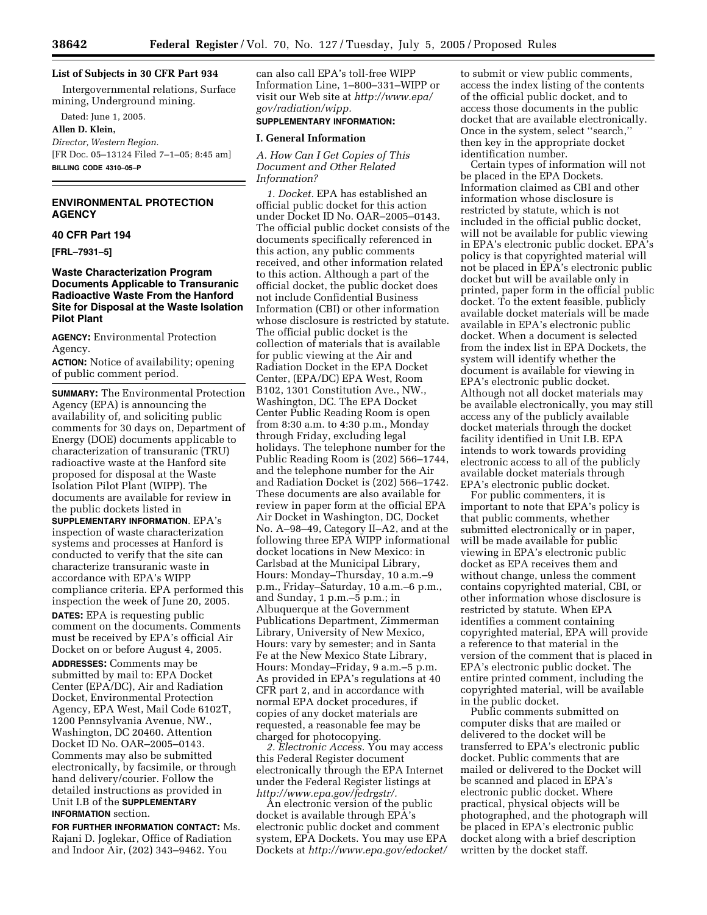**List of Subjects in 30 CFR Part 934**

Intergovernmental relations, Surface mining, Underground mining.

Dated: June 1, 2005.

**Allen D. Klein,**

*Director, Western Region.*

[FR Doc. 05–13124 Filed 7–1–05; 8:45 am]

**BILLING CODE 4310–05–P**

## ENVIRONMENTAL PROTECTION AGENCY

### 40 CFR Part 194

**[FRL–7931–5]**

### Waste Characterization Program Documents Applicable to Transuranic Radioactive Waste From the Hanford Site for Disposal at the Waste Isolation Pilot Plant

**AGENCY:** Environmental Protection Agency.

**ACTION:** Notice of availability; opening of public comment period.

**SUMMARY:** The Environmental Protection Agency (EPA) is announcing the availability of, and soliciting public comments for 30 days on, Department of Energy (DOE) documents applicable to characterization of transuranic (TRU) radioactive waste at the Hanford site proposed for disposal at the Waste Isolation Pilot Plant (WIPP). The documents are available for review in the public dockets listed in **SUPPLEMENTARY INFORMATION**. EPA's inspection of waste characterization systems and processes at Hanford is conducted to verify that the site can characterize transuranic waste in accordance with EPA's WIPP compliance criteria. EPA performed this inspection the week of June 20, 2005.

**DATES:** EPA is requesting public comment on the documents. Comments must be received by EPA's official Air Docket on or before August 4, 2005.

**ADDRESSES:** Comments may be submitted by mail to: EPA Docket Center (EPA/DC), Air and Radiation Docket, Environmental Protection Agency, EPA West, Mail Code 6102T, 1200 Pennsylvania Avenue, NW., Washington, DC 20460. Attention Docket ID No. OAR–2005–0143. Comments may also be submitted electronically, by facsimile, or through hand delivery/courier. Follow the detailed instructions as provided in Unit I.B of the **SUPPLEMENTARY INFORMATION** section.

**FOR FURTHER INFORMATION CONTACT:** Ms. Rajani D. Joglekar, Office of Radiation and Indoor Air, (202) 343–9462. You can also call EPA's toll-free WIPP Information Line, 1–800–331–WIPP or visit our Web site at *http://www.epa/gov/radiation/wipp.*

**SUPPLEMENTARY INFORMATION:**

### I. General Information

*A. How Can I Get Copies of This Document and Other Related Information?*

*1. Docket.* EPA has established an official public docket for this action under Docket ID No. OAR–2005–0143. The official public docket consists of the documents specifically referenced in this action, any public comments received, and other information related to this action. Although a part of the official docket, the public docket does not include Confidential Business Information (CBI) or other information whose disclosure is restricted by statute. The official public docket is the collection of materials that is available for public viewing at the Air and Radiation Docket in the EPA Docket Center, (EPA/DC) EPA West, Room B102, 1301 Constitution Ave., NW., Washington, DC. The EPA Docket Center Public Reading Room is open from 8:30 a.m. to 4:30 p.m., Monday through Friday, excluding legal holidays. The telephone number for the Public Reading Room is (202) 566–1744, and the telephone number for the Air and Radiation Docket is (202) 566–1742. These documents are also available for review in paper form at the official EPA Air Docket in Washington, DC, Docket No. A–98–49, Category II–A2, and at the following three EPA WIPP informational docket locations in New Mexico: in Carlsbad at the Municipal Library, Hours: Monday–Thursday, 10 a.m.–9 p.m., Friday–Saturday, 10 a.m.–6 p.m., and Sunday, 1 p.m.–5 p.m.; in Albuquerque at the Government Publications Department, Zimmerman Library, University of New Mexico, Hours: vary by semester; and in Santa Fe at the New Mexico State Library, Hours: Monday–Friday, 9 a.m.–5 p.m. As provided in EPA's regulations at 40 CFR part 2, and in accordance with normal EPA docket procedures, if copies of any docket materials are requested, a reasonable fee may be charged for photocopying.

*2. Electronic Access.* You may access this Federal Register document electronically through the EPA Internet under the Federal Register listings at *http://www.epa.gov/fedrgstr/.*

An electronic version of the public docket is available through EPA's electronic public docket and comment system, EPA Dockets. You may use EPA Dockets at *http://www.epa.gov/edocket/* to submit or view public comments, access the index listing of the contents of the official public docket, and to access those documents in the public docket that are available electronically. Once in the system, select ''search,'' then key in the appropriate docket identification number.

Certain types of information will not be placed in the EPA Dockets. Information claimed as CBI and other information whose disclosure is restricted by statute, which is not included in the official public docket, will not be available for public viewing in EPA's electronic public docket. EPA's policy is that copyrighted material will not be placed in EPA's electronic public docket but will be available only in printed, paper form in the official public docket. To the extent feasible, publicly available docket materials will be made available in EPA's electronic public docket. When a document is selected from the index list in EPA Dockets, the system will identify whether the document is available for viewing in EPA's electronic public docket. Although not all docket materials may be available electronically, you may still access any of the publicly available docket materials through the docket facility identified in Unit I.B. EPA intends to work towards providing electronic access to all of the publicly available docket materials through EPA's electronic public docket.

For public commenters, it is important to note that EPA's policy is that public comments, whether submitted electronically or in paper, will be made available for public viewing in EPA's electronic public docket as EPA receives them and without change, unless the comment contains copyrighted material, CBI, or other information whose disclosure is restricted by statute. When EPA identifies a comment containing copyrighted material, EPA will provide a reference to that material in the version of the comment that is placed in EPA's electronic public docket. The entire printed comment, including the copyrighted material, will be available in the public docket.

Public comments submitted on computer disks that are mailed or delivered to the docket will be transferred to EPA's electronic public docket. Public comments that are mailed or delivered to the Docket will be scanned and placed in EPA's electronic public docket. Where practical, physical objects will be photographed, and the photograph will be placed in EPA's electronic public docket along with a brief description written by the docket staff.